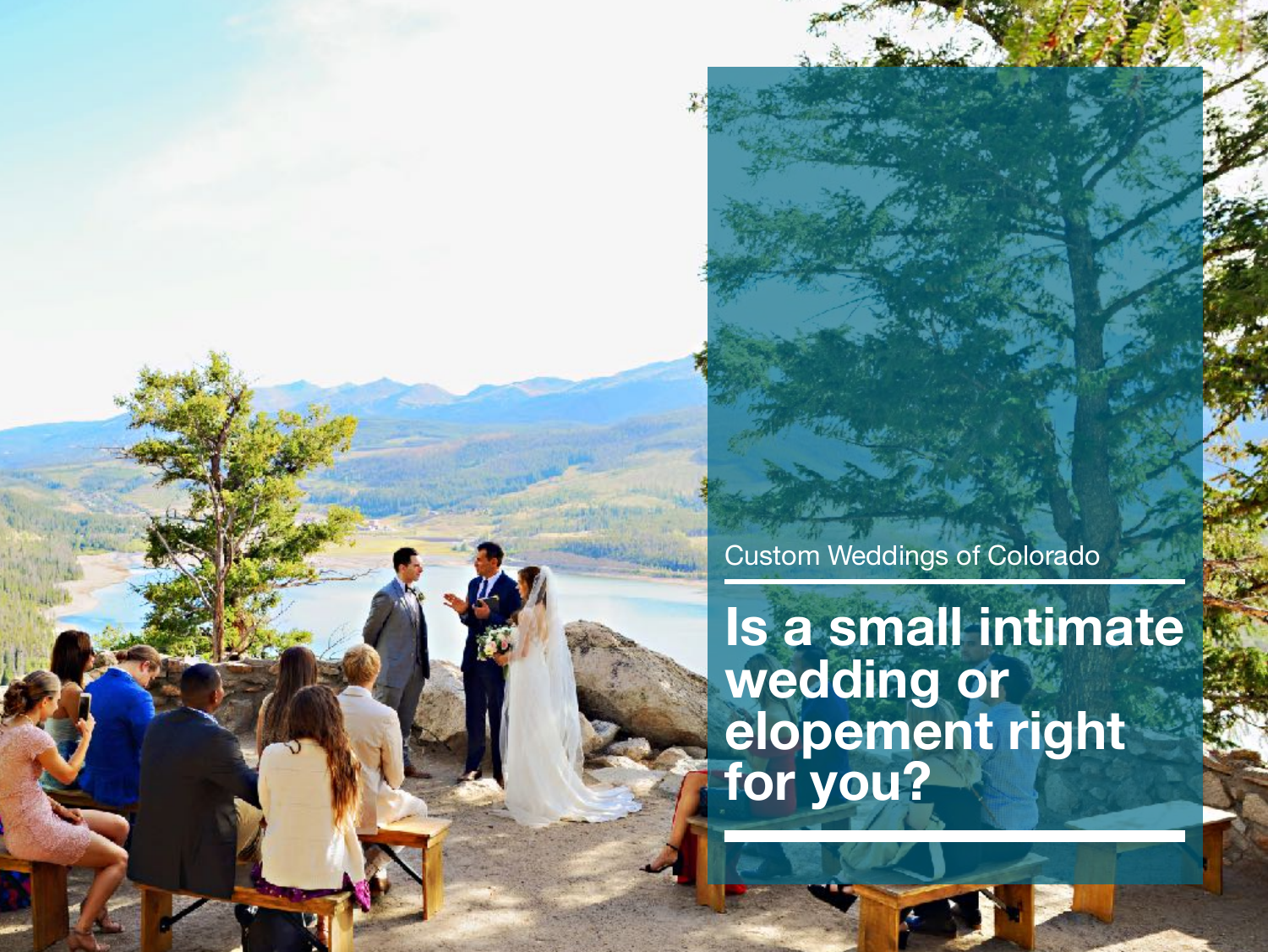Custom Weddings of Colorado

# Is a small intimate wedding or elopement right for you?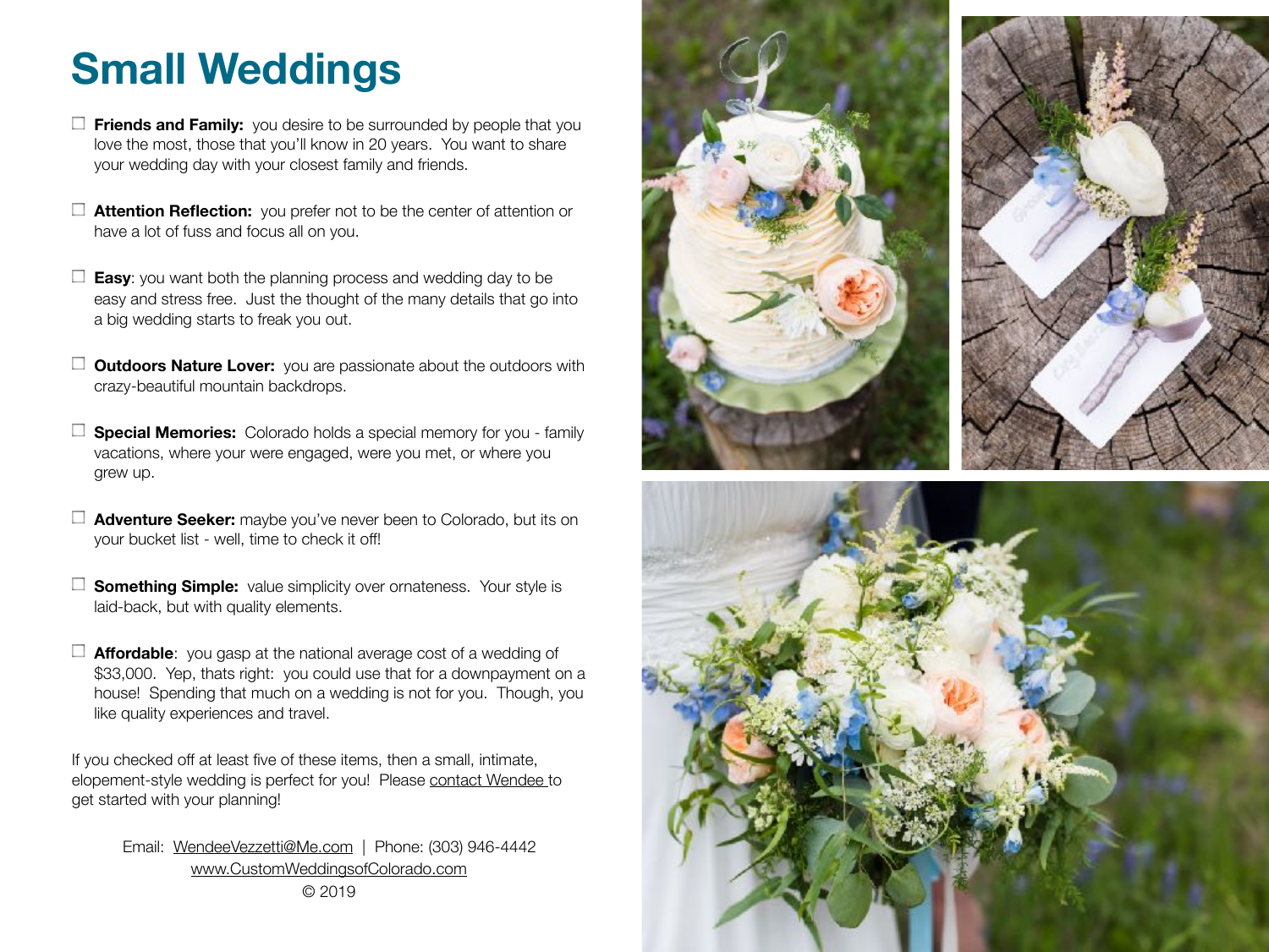# Small Weddings

- ☐ **Friends and Family:** you desire to be surrounded by people that you love the most, those that you'll know in 20 years. You want to share your wedding day with your closest family and friends.

- ☐ **Attention Reflection:** you prefer not to be the center of attention or have a lot of fuss and focus all on you.

- ☐ **Easy**: you want both the planning process and wedding day to be easy and stress free. Just the thought of the many details that go into a big wedding starts to freak you out.

- ☐ **Outdoors Nature Lover:** you are passionate about the outdoors with crazy-beautiful mountain backdrops.

- ☐ **Special Memories:** Colorado holds a special memory for you - family vacations, where your were engaged, were you met, or where you grew up.

- ☐ **Adventure Seeker:** maybe you've never been to Colorado, but its on your bucket list - well, time to check it off!

- ☐ **Something Simple:** value simplicity over ornateness. Your style is laid-back, but with quality elements.

- ☐ **Affordable**: you gasp at the national average cost of a wedding of $33,000. Yep, thats right: you could use that for a downpayment on a house! Spending that much on a wedding is not for you. Though, you like quality experiences and travel.

If you checked off at least five of these items, then a small, intimate, elopement-style wedding is perfect for you! Please contact Wendee to get started with your planning!

Email: WendeeVezzetti@Me.com | Phone: (303) 946-4442
www.CustomWeddingsofColorado.com
© 2019